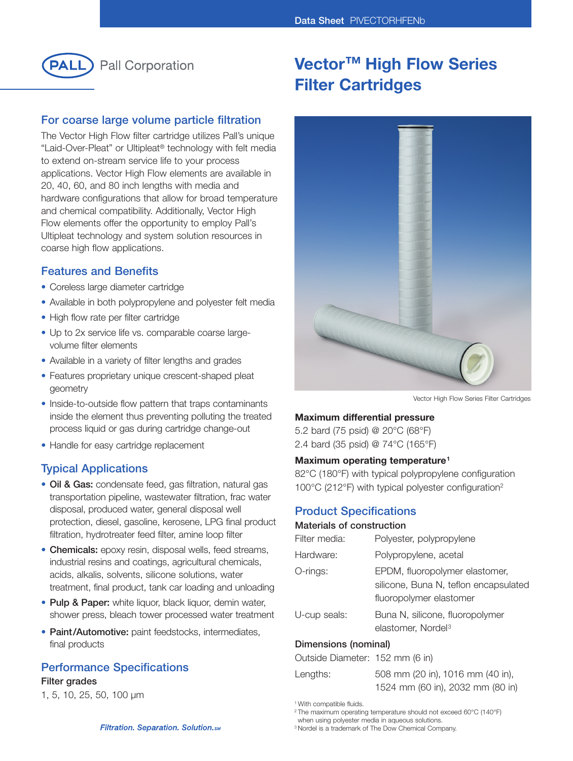Data Sheet PIVECTORHFENb

Pall Corporation

# Vector™ High Flow Series Filter Cartridges

## For coarse large volume particle filtration

The Vector High Flow filter cartridge utilizes Pall's unique "Laid-Over-Pleat" or Ultipleat® technology with felt media to extend on-stream service life to your process applications. Vector High Flow elements are available in 20, 40, 60, and 80 inch lengths with media and hardware configurations that allow for broad temperature and chemical compatibility. Additionally, Vector High Flow elements offer the opportunity to employ Pall's Ultipleat technology and system solution resources in coarse high flow applications.

## Features and Benefits

- Coreless large diameter cartridge
- Available in both polypropylene and polyester felt media
- High flow rate per filter cartridge
- Up to 2x service life vs. comparable coarse large-volume filter elements
- Available in a variety of filter lengths and grades
- Features proprietary unique crescent-shaped pleat geometry
- Inside-to-outside flow pattern that traps contaminants inside the element thus preventing polluting the treated process liquid or gas during cartridge change-out
- Handle for easy cartridge replacement

## Typical Applications

- **Oil & Gas:** condensate feed, gas filtration, natural gas transportation pipeline, wastewater filtration, frac water disposal, produced water, general disposal well protection, diesel, gasoline, kerosene, LPG final product filtration, hydrotreater feed filter, amine loop filter
- **Chemicals:** epoxy resin, disposal wells, feed streams, industrial resins and coatings, agricultural chemicals, acids, alkalis, solvents, silicone solutions, water treatment, final product, tank car loading and unloading
- **Pulp & Paper:** white liquor, black liquor, demin water, shower press, bleach tower processed water treatment
- **Paint/Automotive:** paint feedstocks, intermediates, final products

## Performance Specifications

**Filter grades**

1, 5, 10, 25, 50, 100 µm

Vector High Flow Series Filter Cartridges

**Maximum differential pressure**

5.2 bard (75 psid) @ 20°C (68°F)
2.4 bard (35 psid) @ 74°C (165°F)

**Maximum operating temperature**[1]

82°C (180°F) with typical polypropylene configuration
100°C (212°F) with typical polyester configuration[2]

## Product Specifications

**Materials of construction**

| | |
|---|---|
| Filter media: | Polyester, polypropylene |
| Hardware: | Polypropylene, acetal |
| O-rings: | EPDM, fluoropolymer elastomer, silicone, Buna N, teflon encapsulated fluoropolymer elastomer |
| U-cup seals: | Buna N, silicone, fluoropolymer elastomer, Nordel[3] |

**Dimensions (nominal)**

| | |
|---|---|
| Outside Diameter: | 152 mm (6 in) |
| Lengths: | 508 mm (20 in), 1016 mm (40 in), 1524 mm (60 in), 2032 mm (80 in) |

[1] With compatible fluids.
[2] The maximum operating temperature should not exceed 60°C (140°F) when using polyester media in aqueous solutions.
[3] Nordel is a trademark of The Dow Chemical Company.

*Filtration. Separation. Solution.* SM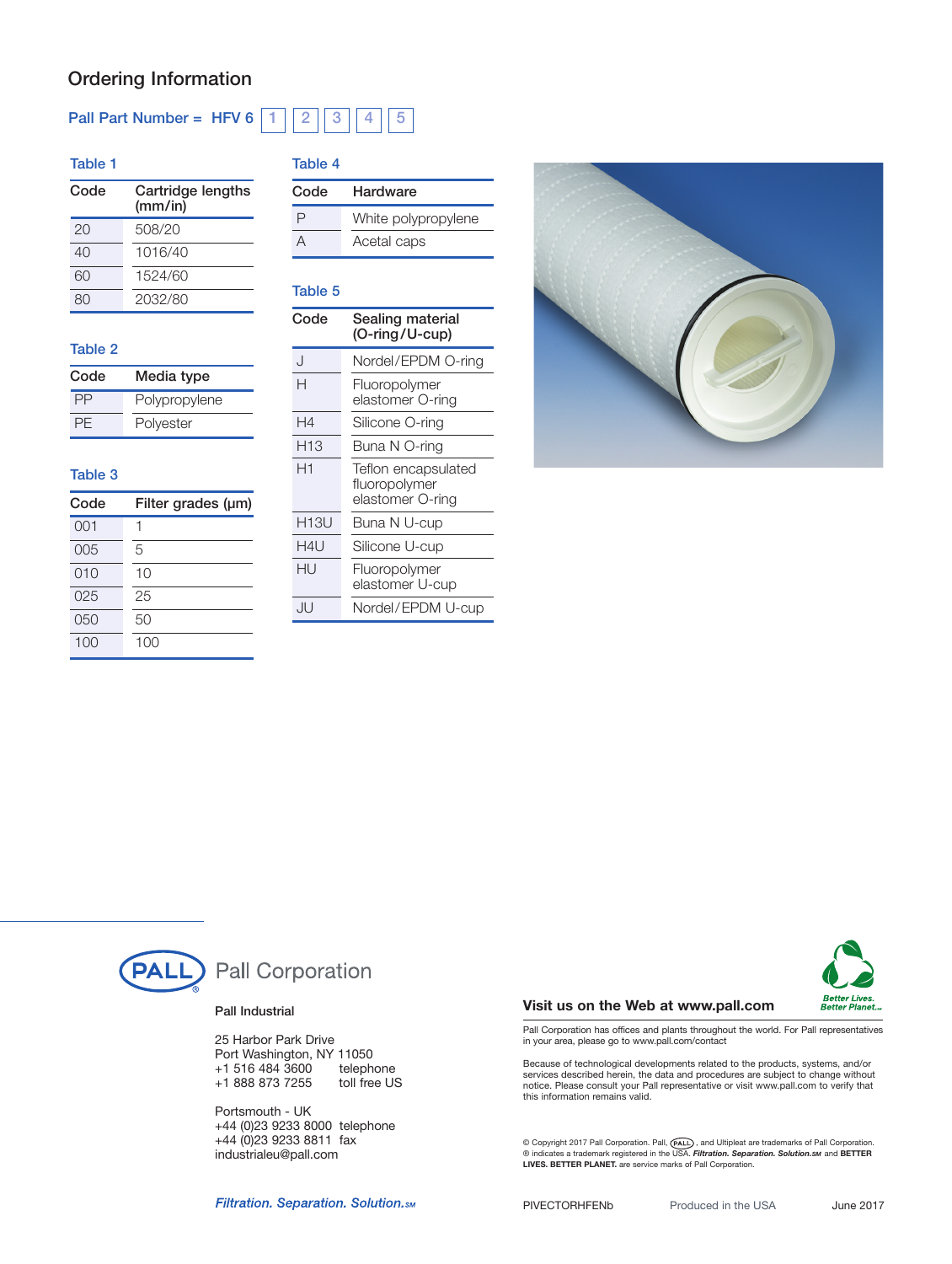## Ordering Information

**Pall Part Number = HFV 6** 1 2 3 4 5

### Table 1

| Code | Cartridge lengths (mm/in) |
| --- | --- |
| 20 | 508/20 |
| 40 | 1016/40 |
| 60 | 1524/60 |
| 80 | 2032/80 |

### Table 2

| Code | Media type |
| --- | --- |
| PP | Polypropylene |
| PE | Polyester |

### Table 3

| Code | Filter grades (µm) |
| --- | --- |
| 001 | 1 |
| 005 | 5 |
| 010 | 10 |
| 025 | 25 |
| 050 | 50 |
| 100 | 100 |

### Table 4

| Code | Hardware |
| --- | --- |
| P | White polypropylene |
| A | Acetal caps |

### Table 5

| Code | Sealing material (O-ring/U-cup) |
| --- | --- |
| J | Nordel/EPDM O-ring |
| H | Fluoropolymer elastomer O-ring |
| H4 | Silicone O-ring |
| H13 | Buna N O-ring |
| H1 | Teflon encapsulated fluoropolymer elastomer O-ring |
| H13U | Buna N U-cup |
| H4U | Silicone U-cup |
| HU | Fluoropolymer elastomer U-cup |
| JU | Nordel/EPDM U-cup |

**Pall Corporation**

**Pall Industrial**

25 Harbor Park Drive
Port Washington, NY 11050
+1 516 484 3600 telephone
+1 888 873 7255 toll free US

Portsmouth - UK
+44 (0)23 9233 8000 telephone
+44 (0)23 9233 8811 fax
industrialeu@pall.com

**Visit us on the Web at www.pall.com**

*Better Lives. Better Planet.*

Pall Corporation has offices and plants throughout the world. For Pall representatives in your area, please go to www.pall.com/contact

Because of technological developments related to the products, systems, and/or services described herein, the data and procedures are subject to change without notice. Please consult your Pall representative or visit www.pall.com to verify that this information remains valid.

© Copyright 2017 Pall Corporation. Pall, (PALL), and Ultipleat are trademarks of Pall Corporation. ® indicates a trademark registered in the USA. ***Filtration. Separation. Solution.SM*** and **BETTER LIVES. BETTER PLANET.** are service marks of Pall Corporation.

***Filtration. Separation. Solution.SM***

PIVECTORHFENb Produced in the USA June 2017